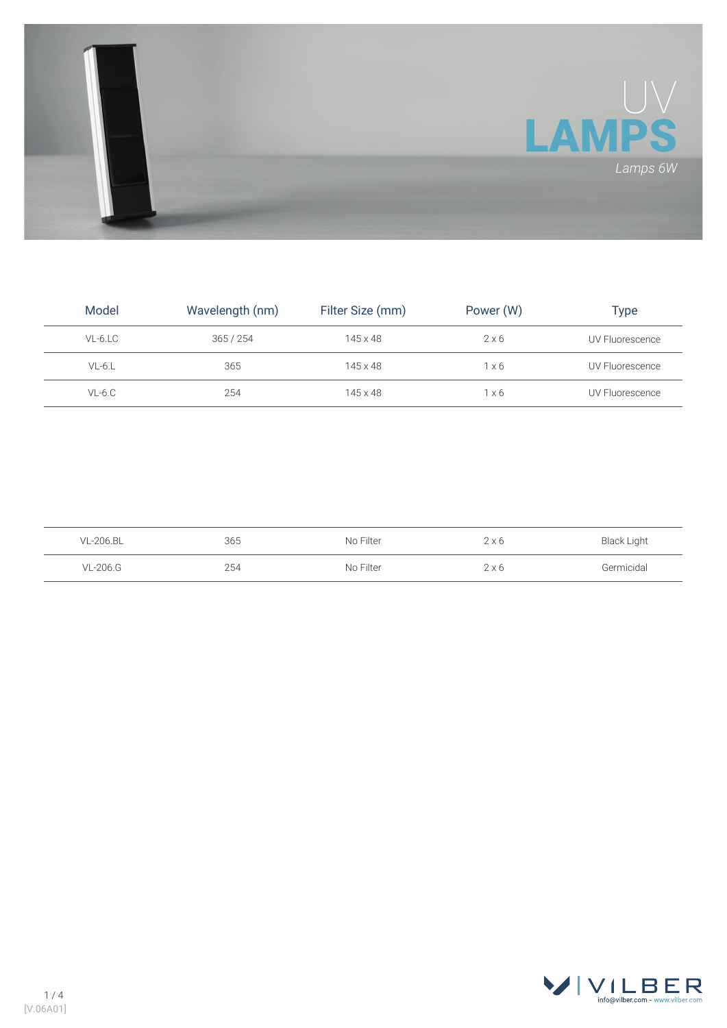# UV LAMPS

*Lamps 6W*

| Model | Wavelength (nm) | Filter Size (mm) | Power (W) | Type |
|---|---|---|---|---|
| VL-6.LC | 365 / 254 | 145 x 48 | 2 x 6 | UV Fluorescence |
| VL-6.L | 365 | 145 x 48 | 1 x 6 | UV Fluorescence |
| VL-6.C | 254 | 145 x 48 | 1 x 6 | UV Fluorescence |
| VL-206.BL | 365 | No Filter | 2 x 6 | Black Light |
| VL-206.G | 254 | No Filter | 2 x 6 | Germicidal |

[V.06A01]

VILBER

info@vilber.com - www.vilber.com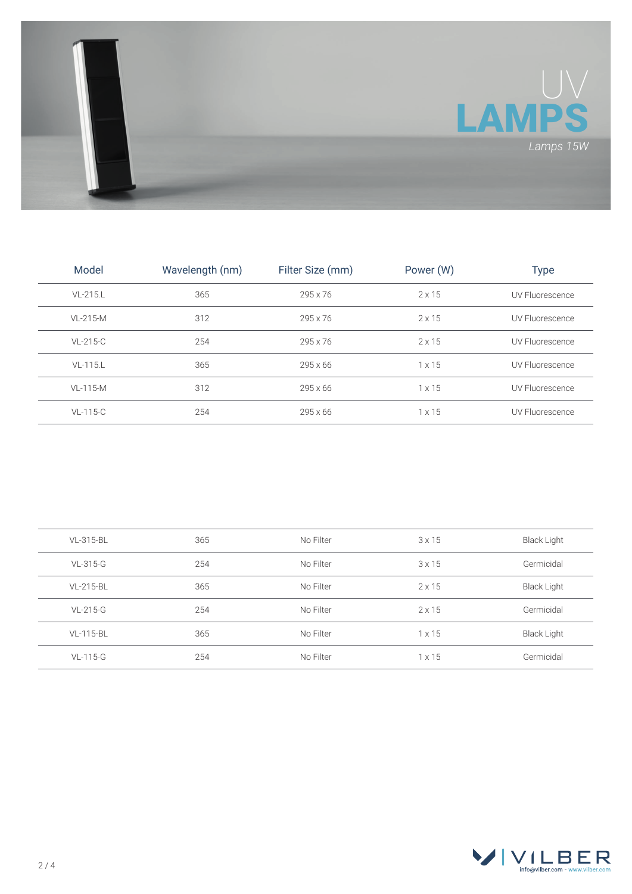# UV LAMPS

*Lamps 15W*

| Model | Wavelength (nm) | Filter Size (mm) | Power (W) | Type |
|---|---|---|---|---|
| VL-215.L | 365 | 295 x 76 | 2 x 15 | UV Fluorescence |
| VL-215-M | 312 | 295 x 76 | 2 x 15 | UV Fluorescence |
| VL-215-C | 254 | 295 x 76 | 2 x 15 | UV Fluorescence |
| VL-115.L | 365 | 295 x 66 | 1 x 15 | UV Fluorescence |
| VL-115-M | 312 | 295 x 66 | 1 x 15 | UV Fluorescence |
| VL-115-C | 254 | 295 x 66 | 1 x 15 | UV Fluorescence |

| Model | Wavelength (nm) | Filter Size (mm) | Power (W) | Type |
|---|---|---|---|---|
| VL-315-BL | 365 | No Filter | 3 x 15 | Black Light |
| VL-315-G | 254 | No Filter | 3 x 15 | Germicidal |
| VL-215-BL | 365 | No Filter | 2 x 15 | Black Light |
| VL-215-G | 254 | No Filter | 2 x 15 | Germicidal |
| VL-115-BL | 365 | No Filter | 1 x 15 | Black Light |
| VL-115-G | 254 | No Filter | 1 x 15 | Germicidal |

VILBER
info@vilber.com - www.vilber.com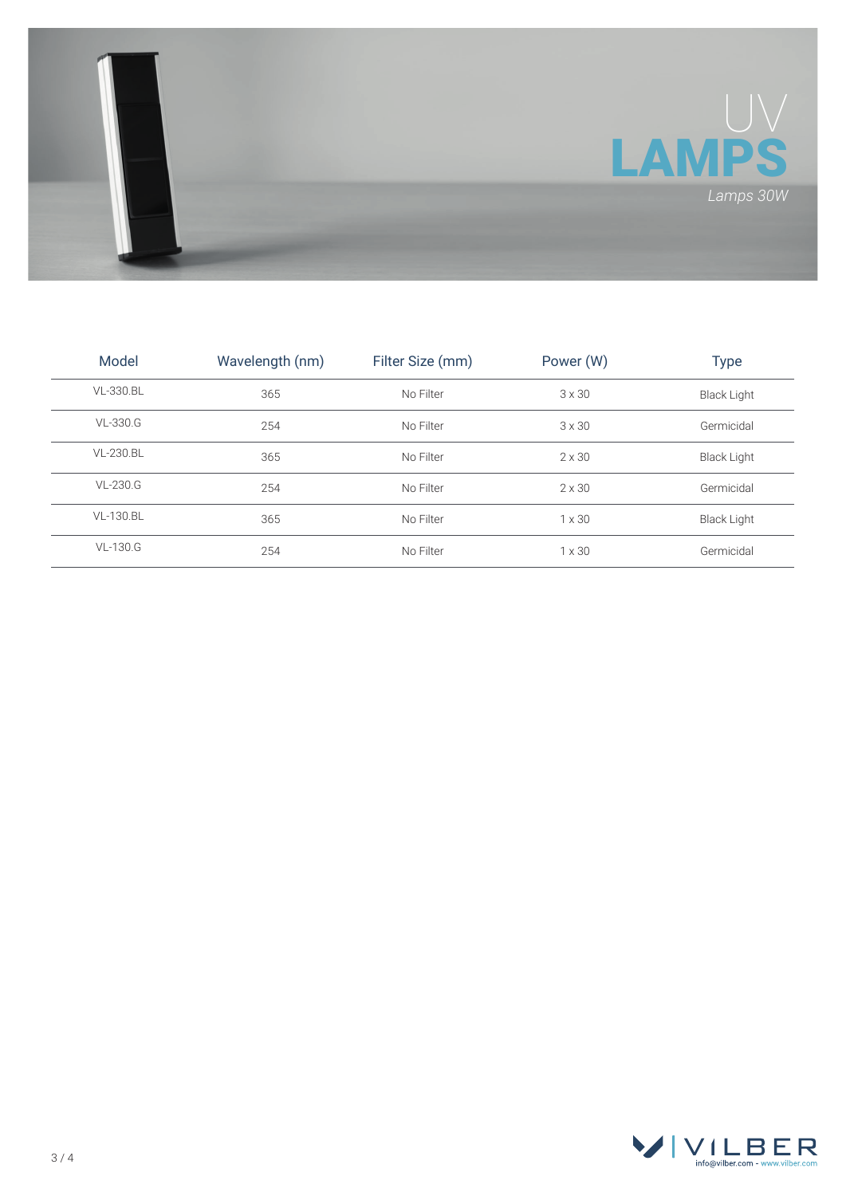# UV LAMPS

*Lamps 30W*

| Model | Wavelength (nm) | Filter Size (mm) | Power (W) | Type |
|---|---|---|---|---|
| VL-330.BL | 365 | No Filter | 3 x 30 | Black Light |
| VL-330.G | 254 | No Filter | 3 x 30 | Germicidal |
| VL-230.BL | 365 | No Filter | 2 x 30 | Black Light |
| VL-230.G | 254 | No Filter | 2 x 30 | Germicidal |
| VL-130.BL | 365 | No Filter | 1 x 30 | Black Light |
| VL-130.G | 254 | No Filter | 1 x 30 | Germicidal |

VILBER

info@vilber.com - www.vilber.com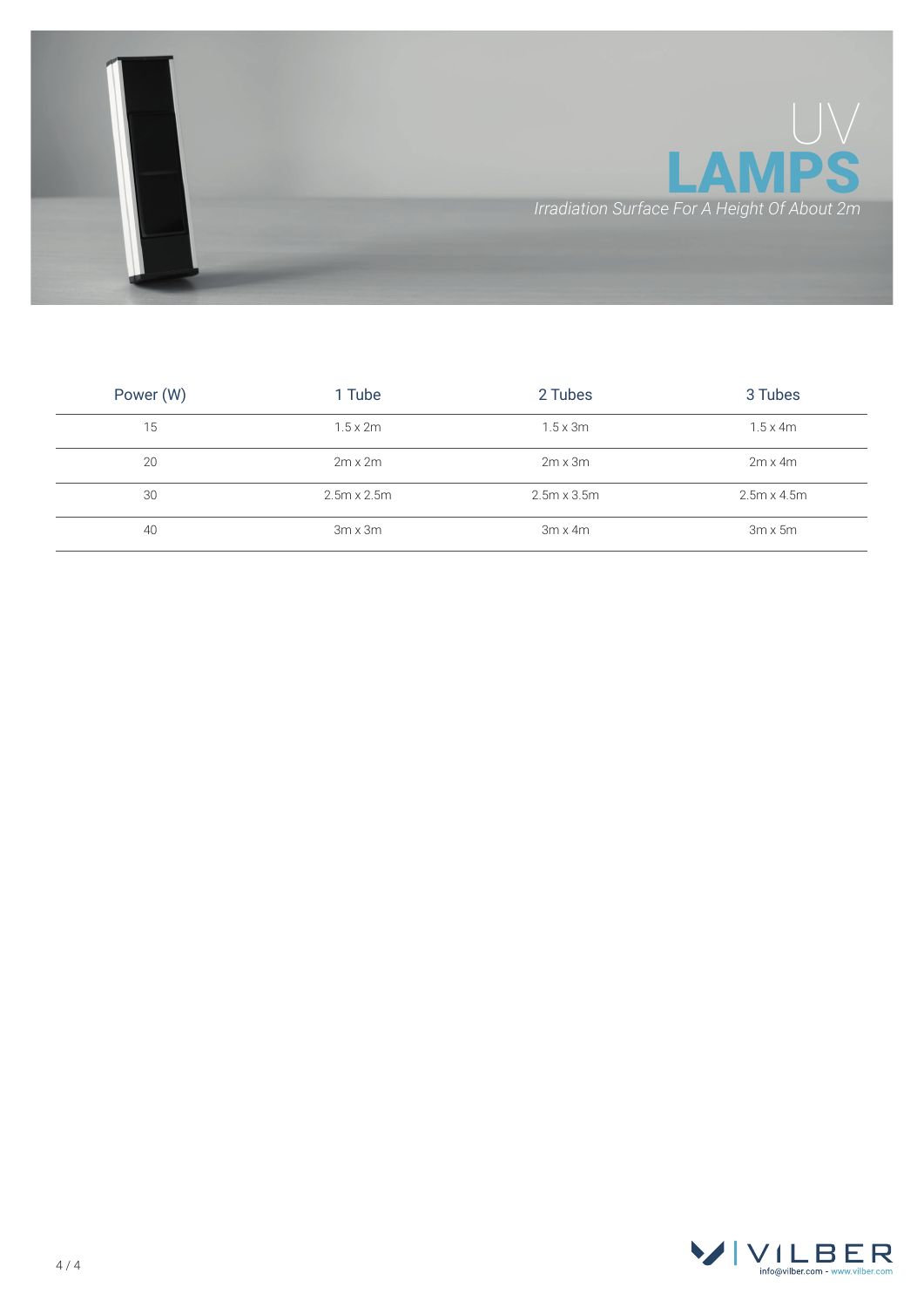# UV LAMPS

*Irradiation Surface For A Height Of About 2m*

| Power (W) | 1 Tube | 2 Tubes | 3 Tubes |
|---|---|---|---|
| 15 | 1.5 x 2m | 1.5 x 3m | 1.5 x 4m |
| 20 | 2m x 2m | 2m x 3m | 2m x 4m |
| 30 | 2.5m x 2.5m | 2.5m x 3.5m | 2.5m x 4.5m |
| 40 | 3m x 3m | 3m x 4m | 3m x 5m |

VILBER
info@vilber.com - www.vilber.com